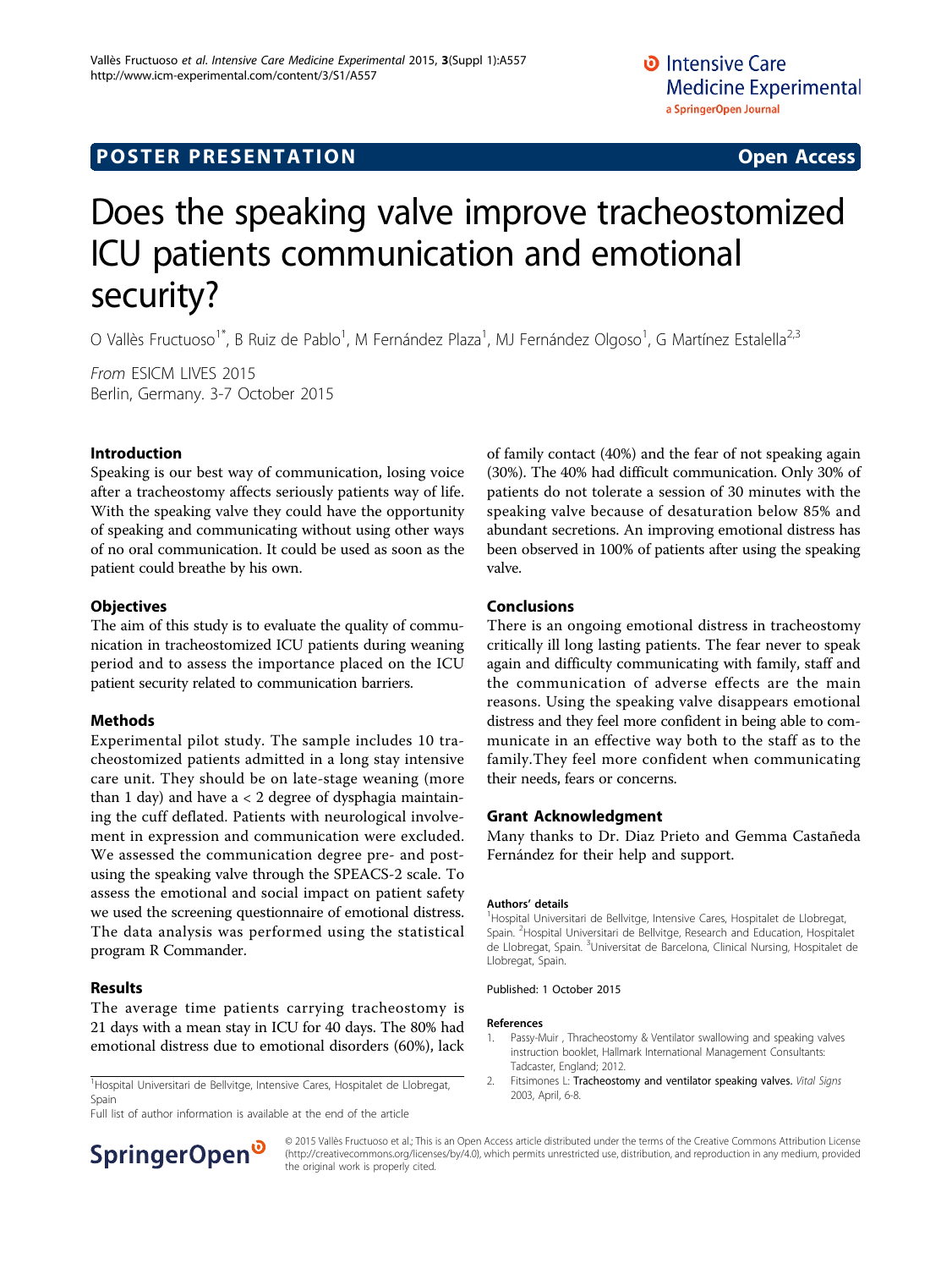POSTER PRESENTATION — Open Access

# Does the speaking valve improve tracheostomized ICU patients communication and emotional security?

O Vallès Fructuoso[1*], B Ruiz de Pablo[1], M Fernández Plaza[1], MJ Fernández Olgoso[1], G Martínez Estalella[2,3]

*From* ESICM LIVES 2015
Berlin, Germany. 3-7 October 2015

## Introduction

Speaking is our best way of communication, losing voice after a tracheostomy affects seriously patients way of life. With the speaking valve they could have the opportunity of speaking and communicating without using other ways of no oral communication. It could be used as soon as the patient could breathe by his own.

## Objectives

The aim of this study is to evaluate the quality of communication in tracheostomized ICU patients during weaning period and to assess the importance placed on the ICU patient security related to communication barriers.

## Methods

Experimental pilot study. The sample includes 10 tracheostomized patients admitted in a long stay intensive care unit. They should be on late-stage weaning (more than 1 day) and have a < 2 degree of dysphagia maintaining the cuff deflated. Patients with neurological involvement in expression and communication were excluded. We assessed the communication degree pre- and post-using the speaking valve through the SPEACS-2 scale. To assess the emotional and social impact on patient safety we used the screening questionnaire of emotional distress. The data analysis was performed using the statistical program R Commander.

## Results

The average time patients carrying tracheostomy is 21 days with a mean stay in ICU for 40 days. The 80% had emotional distress due to emotional disorders (60%), lack of family contact (40%) and the fear of not speaking again (30%). The 40% had difficult communication. Only 30% of patients do not tolerate a session of 30 minutes with the speaking valve because of desaturation below 85% and abundant secretions. An improving emotional distress has been observed in 100% of patients after using the speaking valve.

## Conclusions

There is an ongoing emotional distress in tracheostomy critically ill long lasting patients. The fear never to speak again and difficulty communicating with family, staff and the communication of adverse effects are the main reasons. Using the speaking valve disappears emotional distress and they feel more confident in being able to communicate in an effective way both to the staff as to the family.They feel more confident when communicating their needs, fears or concerns.

## Grant Acknowledgment

Many thanks to Dr. Diaz Prieto and Gemma Castañeda Fernández for their help and support.

### Authors' details

[1]Hospital Universitari de Bellvitge, Intensive Cares, Hospitalet de Llobregat, Spain. [2]Hospital Universitari de Bellvitge, Research and Education, Hospitalet de Llobregat, Spain. [3]Universitat de Barcelona, Clinical Nursing, Hospitalet de Llobregat, Spain.

Published: 1 October 2015

### References

1. Passy-Muir , Thracheostomy & Ventilator swallowing and speaking valves instruction booklet, Hallmark International Management Consultants: Tadcaster, England; 2012.
2. Fitsimones L: Tracheostomy and ventilator speaking valves. *Vital Signs* 2003, April, 6-8.

[1]Hospital Universitari de Bellvitge, Intensive Cares, Hospitalet de Llobregat, Spain
Full list of author information is available at the end of the article

© 2015 Vallès Fructuoso et al.; This is an Open Access article distributed under the terms of the Creative Commons Attribution License (http://creativecommons.org/licenses/by/4.0), which permits unrestricted use, distribution, and reproduction in any medium, provided the original work is properly cited.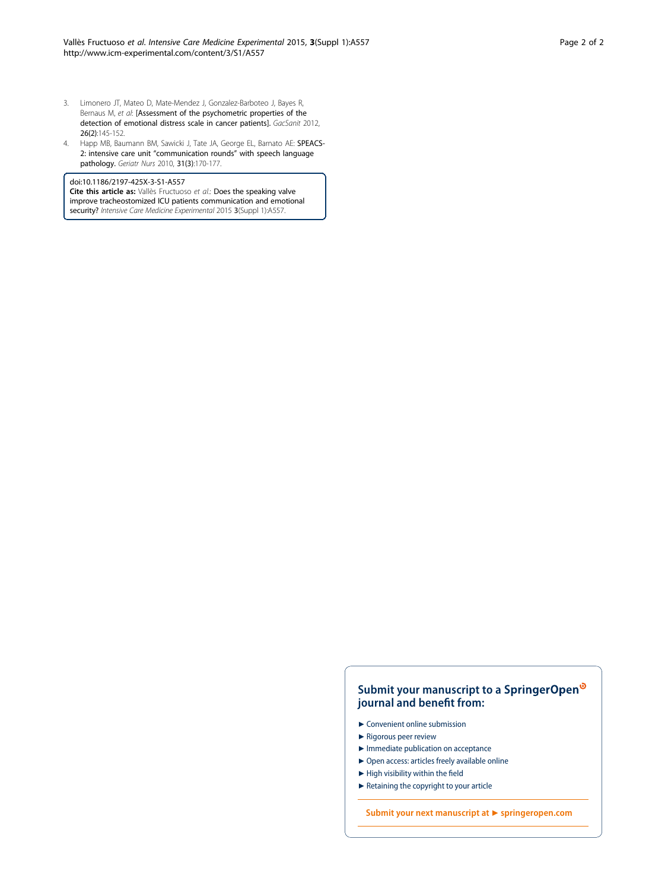3. Limonero JT, Mateo D, Mate-Mendez J, Gonzalez-Barboteo J, Bayes R, Bernaus M, *et al*: [Assessment of the psychometric properties of the detection of emotional distress scale in cancer patients]. *GacSanit* 2012, **26(2)**:145-152.
4. Happ MB, Baumann BM, Sawicki J, Tate JA, George EL, Barnato AE: SPEACS-2: intensive care unit "communication rounds" with speech language pathology. *Geriatr Nurs* 2010, **31(3)**:170-177.

doi:10.1186/2197-425X-3-S1-A557
**Cite this article as:** Vallès Fructuoso *et al.*: Does the speaking valve improve tracheostomized ICU patients communication and emotional security? *Intensive Care Medicine Experimental* 2015 **3**(Suppl 1):A557.

**Submit your manuscript to a SpringerOpen journal and benefit from:**

- ► Convenient online submission
- ► Rigorous peer review
- ► Immediate publication on acceptance
- ► Open access: articles freely available online
- ► High visibility within the field
- ► Retaining the copyright to your article

**Submit your next manuscript at ► springeropen.com**